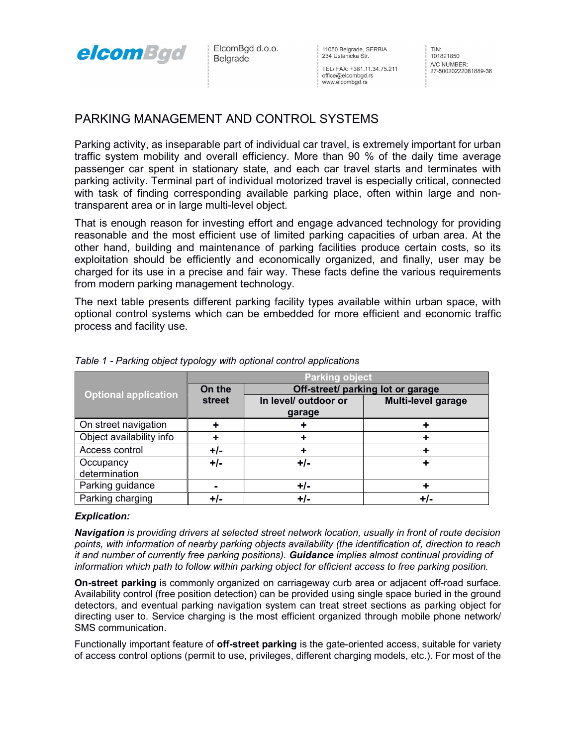# PARKING MANAGEMENT AND CONTROL SYSTEMS

Parking activity, as inseparable part of individual car travel, is extremely important for urban traffic system mobility and overall efficiency. More than 90 % of the daily time average passenger car spent in stationary state, and each car travel starts and terminates with parking activity. Terminal part of individual motorized travel is especially critical, connected with task of finding corresponding available parking place, often within large and non-transparent area or in large multi-level object.

That is enough reason for investing effort and engage advanced technology for providing reasonable and the most efficient use of limited parking capacities of urban area. At the other hand, building and maintenance of parking facilities produce certain costs, so its exploitation should be efficiently and economically organized, and finally, user may be charged for its use in a precise and fair way. These facts define the various requirements from modern parking management technology.

The next table presents different parking facility types available within urban space, with optional control systems which can be embedded for more efficient and economic traffic process and facility use.

*Table 1 - Parking object typology with optional control applications*

| Optional application | Parking object | | |
|---|---|---|---|
| | On the street | Off-street/ parking lot or garage | |
| | | In level/ outdoor or garage | Multi-level garage |
| On street navigation | + | + | + |
| Object availability info | + | + | + |
| Access control | +/- | + | + |
| Occupancy determination | +/- | +/- | + |
| Parking guidance | - | +/- | + |
| Parking charging | +/- | +/- | +/- |

***Explication:***

***Navigation*** *is providing drivers at selected street network location, usually in front of route decision points, with information of nearby parking objects availability (the identification of, direction to reach it and number of currently free parking positions).* ***Guidance*** *implies almost continual providing of information which path to follow within parking object for efficient access to free parking position.*

**On-street parking** is commonly organized on carriageway curb area or adjacent off-road surface. Availability control (free position detection) can be provided using single space buried in the ground detectors, and eventual parking navigation system can treat street sections as parking object for directing user to. Service charging is the most efficient organized through mobile phone network/ SMS communication.

Functionally important feature of **off-street parking** is the gate-oriented access, suitable for variety of access control options (permit to use, privileges, different charging models, etc.). For most of the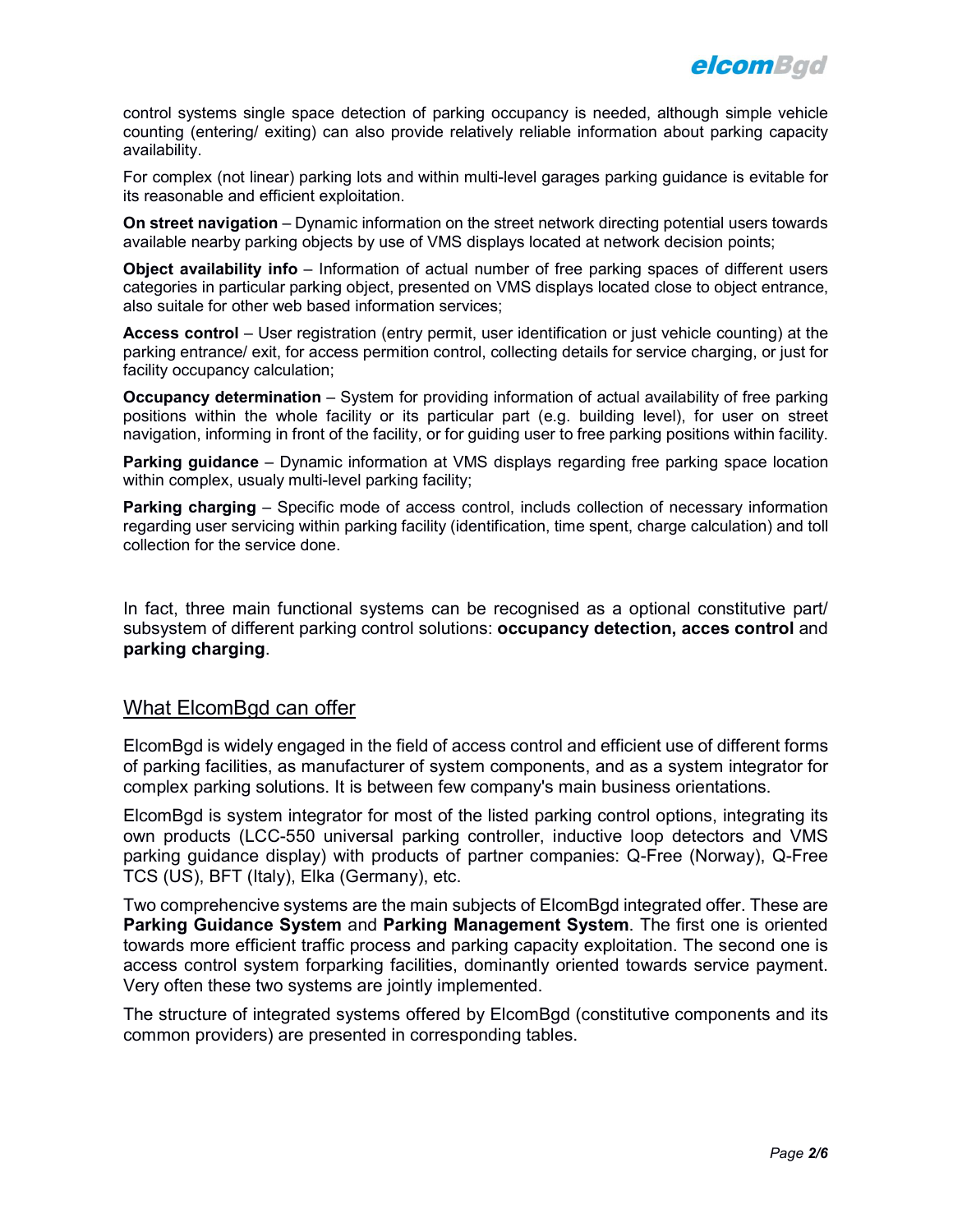control systems single space detection of parking occupancy is needed, although simple vehicle counting (entering/ exiting) can also provide relatively reliable information about parking capacity availability.

For complex (not linear) parking lots and within multi-level garages parking guidance is evitable for its reasonable and efficient exploitation.

**On street navigation** – Dynamic information on the street network directing potential users towards available nearby parking objects by use of VMS displays located at network decision points;

**Object availability info** – Information of actual number of free parking spaces of different users categories in particular parking object, presented on VMS displays located close to object entrance, also suitale for other web based information services;

**Access control** – User registration (entry permit, user identification or just vehicle counting) at the parking entrance/ exit, for access permition control, collecting details for service charging, or just for facility occupancy calculation;

**Occupancy determination** – System for providing information of actual availability of free parking positions within the whole facility or its particular part (e.g. building level), for user on street navigation, informing in front of the facility, or for guiding user to free parking positions within facility.

**Parking guidance** – Dynamic information at VMS displays regarding free parking space location within complex, usualy multi-level parking facility;

**Parking charging** – Specific mode of access control, includs collection of necessary information regarding user servicing within parking facility (identification, time spent, charge calculation) and toll collection for the service done.

In fact, three main functional systems can be recognised as a optional constitutive part/ subsystem of different parking control solutions: **occupancy detection, acces control** and **parking charging**.

## What ElcomBgd can offer

ElcomBgd is widely engaged in the field of access control and efficient use of different forms of parking facilities, as manufacturer of system components, and as a system integrator for complex parking solutions. It is between few company's main business orientations.

ElcomBgd is system integrator for most of the listed parking control options, integrating its own products (LCC-550 universal parking controller, inductive loop detectors and VMS parking guidance display) with products of partner companies: Q-Free (Norway), Q-Free TCS (US), BFT (Italy), Elka (Germany), etc.

Two comprehencive systems are the main subjects of ElcomBgd integrated offer. These are **Parking Guidance System** and **Parking Management System**. The first one is oriented towards more efficient traffic process and parking capacity exploitation. The second one is access control system forparking facilities, dominantly oriented towards service payment. Very often these two systems are jointly implemented.

The structure of integrated systems offered by ElcomBgd (constitutive components and its common providers) are presented in corresponding tables.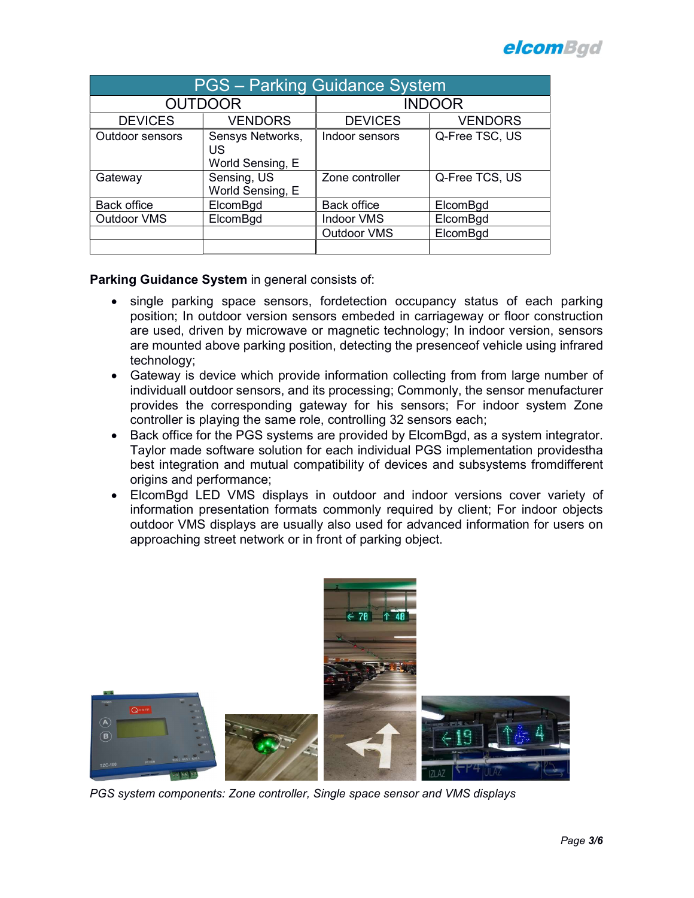| PGS – Parking Guidance System | | | |
|---|---|---|---|
| OUTDOOR | | INDOOR | |
| DEVICES | VENDORS | DEVICES | VENDORS |
| Outdoor sensors | Sensys Networks, US<br>World Sensing, E | Indoor sensors | Q-Free TSC, US |
| Gateway | Sensing, US<br>World Sensing, E | Zone controller | Q-Free TCS, US |
| Back office | ElcomBgd | Back office | ElcomBgd |
| Outdoor VMS | ElcomBgd | Indoor VMS | ElcomBgd |
| | | Outdoor VMS | ElcomBgd |
| | | | |

**Parking Guidance System** in general consists of:

- single parking space sensors, fordetection occupancy status of each parking position; In outdoor version sensors embeded in carriageway or floor construction are used, driven by microwave or magnetic technology; In indoor version, sensors are mounted above parking position, detecting the presenceof vehicle using infrared technology;
- Gateway is device which provide information collecting from from large number of individuall outdoor sensors, and its processing; Commonly, the sensor menufacturer provides the corresponding gateway for his sensors; For indoor system Zone controller is playing the same role, controlling 32 sensors each;
- Back office for the PGS systems are provided by ElcomBgd, as a system integrator. Taylor made software solution for each individual PGS implementation providestha best integration and mutual compatibility of devices and subsystems fromdifferent origins and performance;
- ElcomBgd LED VMS displays in outdoor and indoor versions cover variety of information presentation formats commonly required by client; For indoor objects outdoor VMS displays are usually also used for advanced information for users on approaching street network or in front of parking object.

*PGS system components: Zone controller, Single space sensor and VMS displays*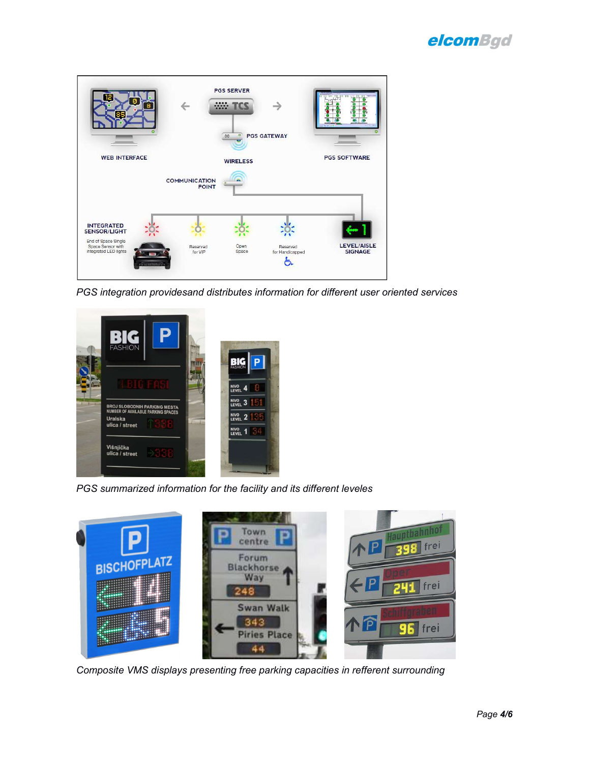WEB INTERFACE

PGS SERVER

PGS GATEWAY

PGS SOFTWARE

WIRELESS

COMMUNICATION POINT

INTEGRATED SENSOR/LIGHT

End of Space Single Space Sensor with integrated LED lights

Reserved for VIP

Open Space

Reserved for Handicapped

LEVEL/AISLE SIGNAGE

*PGS integration providesand distributes information for different user oriented services*

*PGS summarized information for the facility and its different leveles*

*Composite VMS displays presenting free parking capacities in refferent surrounding*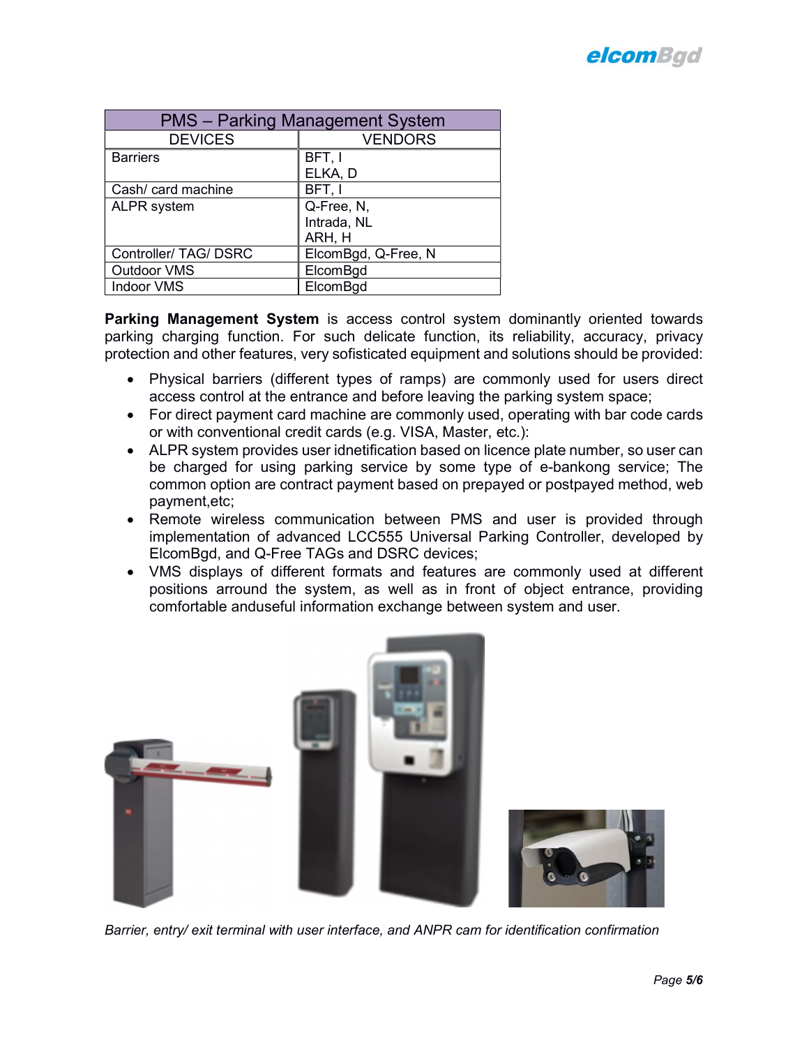| PMS – Parking Management System | |
|---|---|
| DEVICES | VENDORS |
| Barriers | BFT, I<br>ELKA, D |
| Cash/ card machine | BFT, I |
| ALPR system | Q-Free, N,<br>Intrada, NL<br>ARH, H |
| Controller/ TAG/ DSRC | ElcomBgd, Q-Free, N |
| Outdoor VMS | ElcomBgd |
| Indoor VMS | ElcomBgd |

**Parking Management System** is access control system dominantly oriented towards parking charging function. For such delicate function, its reliability, accuracy, privacy protection and other features, very sofisticated equipment and solutions should be provided:

- Physical barriers (different types of ramps) are commonly used for users direct access control at the entrance and before leaving the parking system space;
- For direct payment card machine are commonly used, operating with bar code cards or with conventional credit cards (e.g. VISA, Master, etc.):
- ALPR system provides user idnetification based on licence plate number, so user can be charged for using parking service by some type of e-bankong service; The common option are contract payment based on prepayed or postpayed method, web payment,etc;
- Remote wireless communication between PMS and user is provided through implementation of advanced LCC555 Universal Parking Controller, developed by ElcomBgd, and Q-Free TAGs and DSRC devices;
- VMS displays of different formats and features are commonly used at different positions arround the system, as well as in front of object entrance, providing comfortable anduseful information exchange between system and user.

*Barrier, entry/ exit terminal with user interface, and ANPR cam for identification confirmation*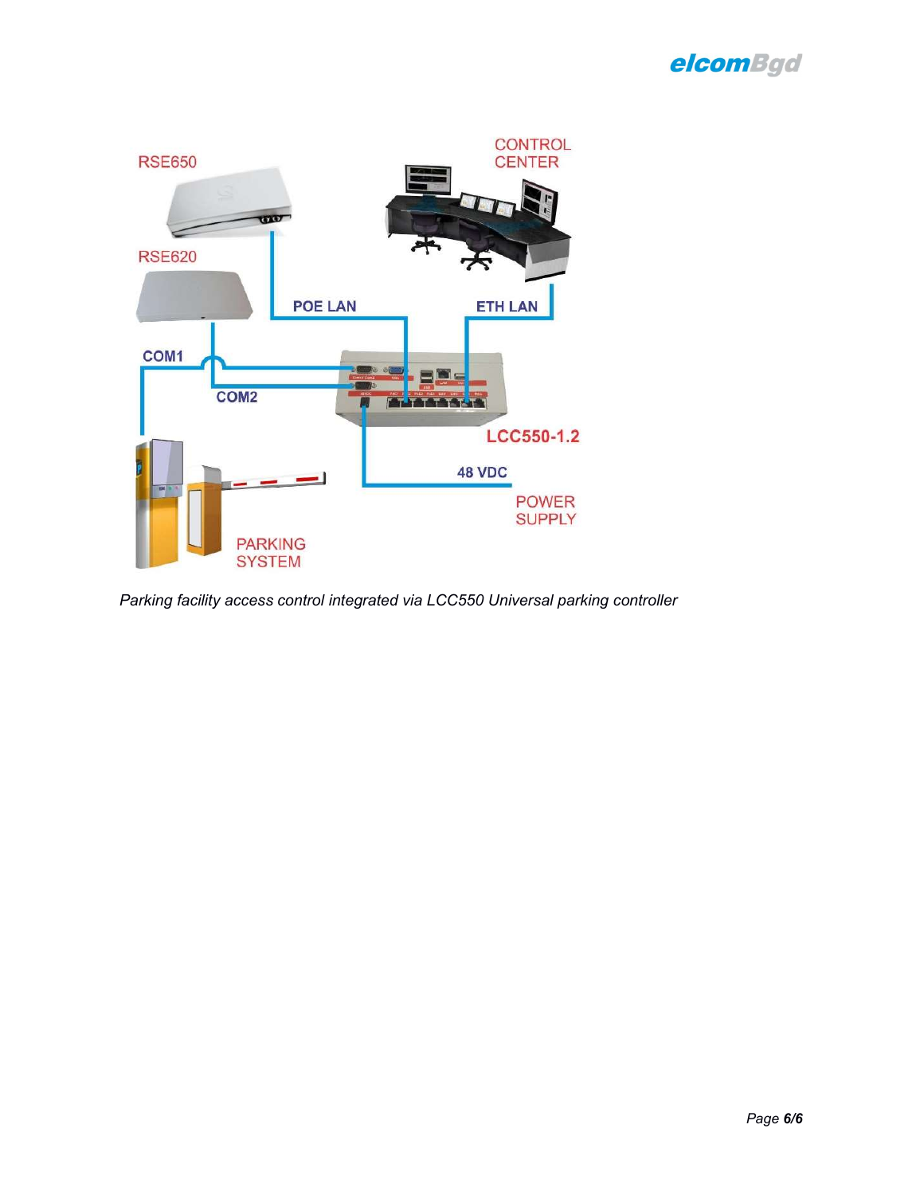RSE650

RSE620

CONTROL CENTER

POE LAN

ETH LAN

COM1

COM2

LCC550-1.2

48 VDC

POWER SUPPLY

PARKING SYSTEM

*Parking facility access control integrated via LCC550 Universal parking controller*